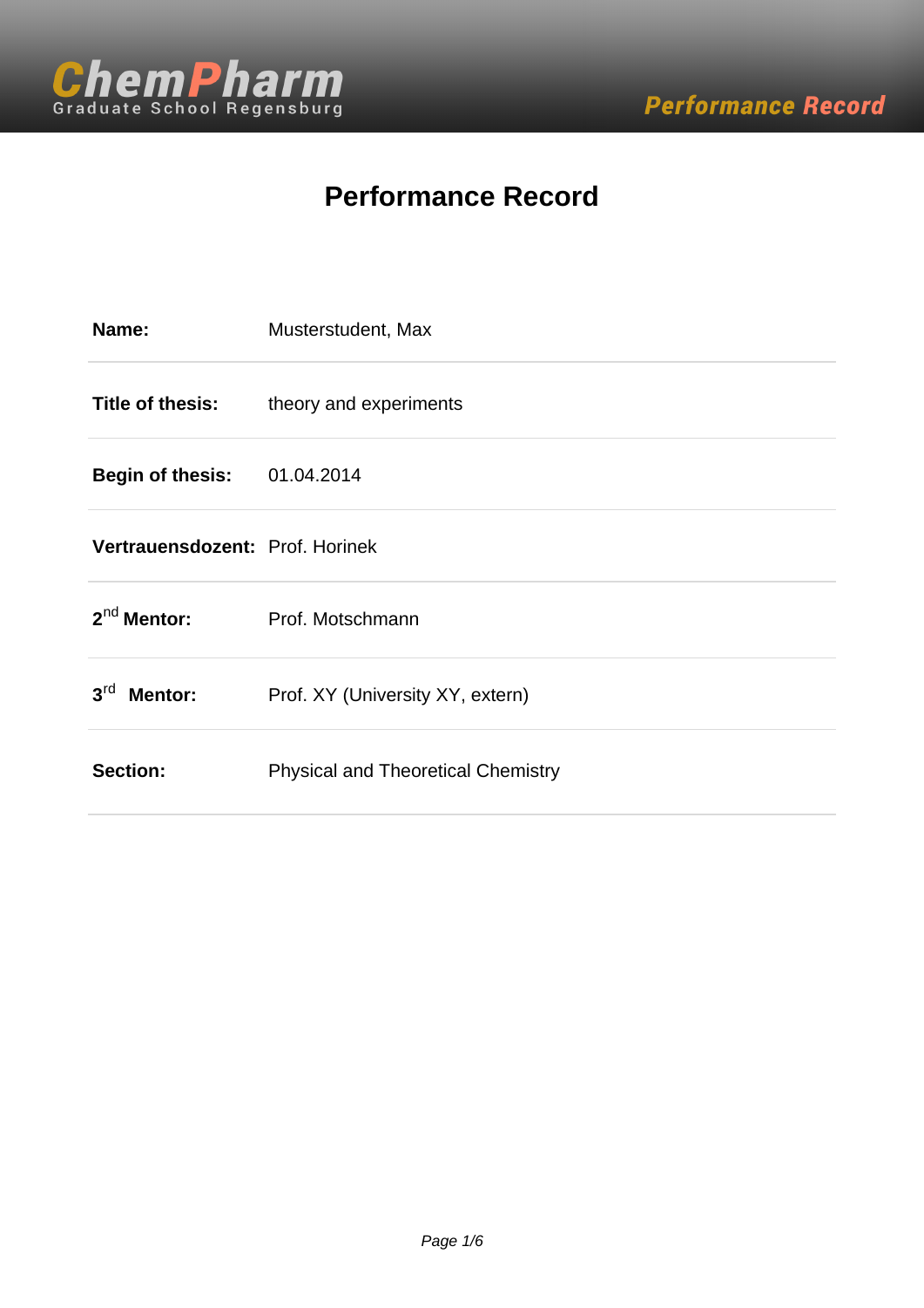# Performance Record

| | |
|---|---|
| **Name:** | Musterstudent, Max |
| **Title of thesis:** | theory and experiments |
| **Begin of thesis:** | 01.04.2014 |
| **Vertrauensdozent:** | Prof. Horinek |
| **2nd Mentor:** | Prof. Motschmann |
| **3rd Mentor:** | Prof. XY (University XY, extern) |
| **Section:** | Physical and Theoretical Chemistry |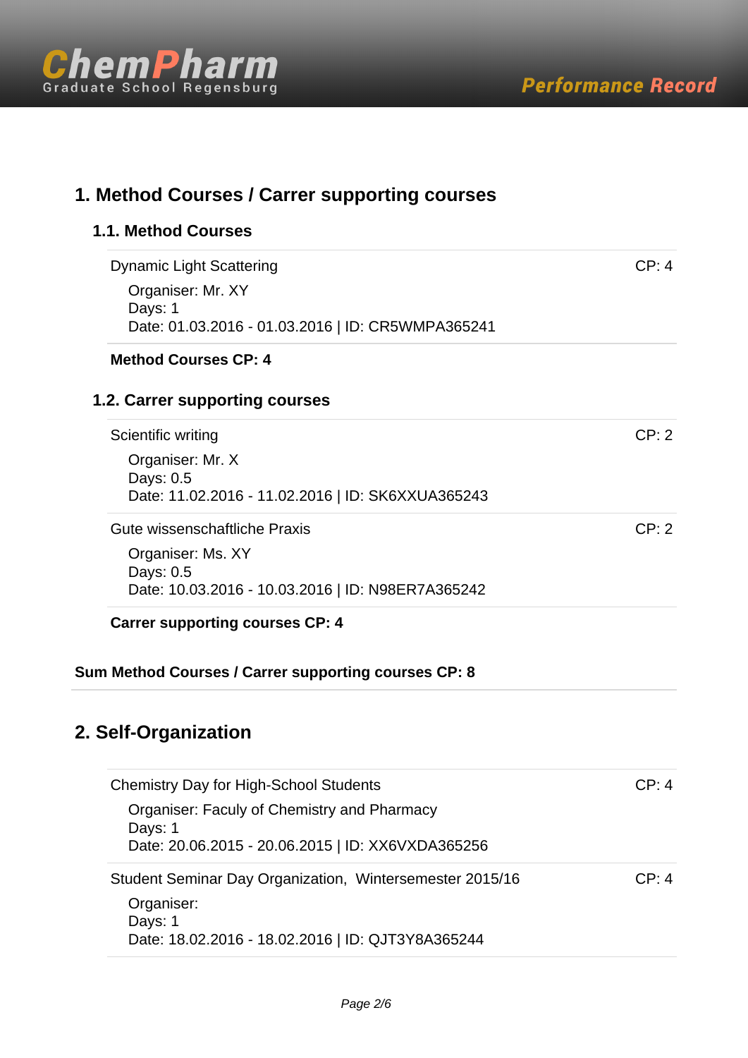## 1. Method Courses / Carrer supporting courses

### 1.1. Method Courses

Dynamic Light Scattering — CP: 4

Organiser: Mr. XY
Days: 1
Date: 01.03.2016 - 01.03.2016 | ID: CR5WMPA365241

**Method Courses CP: 4**

### 1.2. Carrer supporting courses

Scientific writing — CP: 2

Organiser: Mr. X
Days: 0.5
Date: 11.02.2016 - 11.02.2016 | ID: SK6XXUA365243

Gute wissenschaftliche Praxis — CP: 2

Organiser: Ms. XY
Days: 0.5
Date: 10.03.2016 - 10.03.2016 | ID: N98ER7A365242

**Carrer supporting courses CP: 4**

**Sum Method Courses / Carrer supporting courses CP: 8**

## 2. Self-Organization

Chemistry Day for High-School Students — CP: 4

Organiser: Faculy of Chemistry and Pharmacy
Days: 1
Date: 20.06.2015 - 20.06.2015 | ID: XX6VXDA365256

Student Seminar Day Organization, Wintersemester 2015/16 — CP: 4

Organiser:
Days: 1
Date: 18.02.2016 - 18.02.2016 | ID: QJT3Y8A365244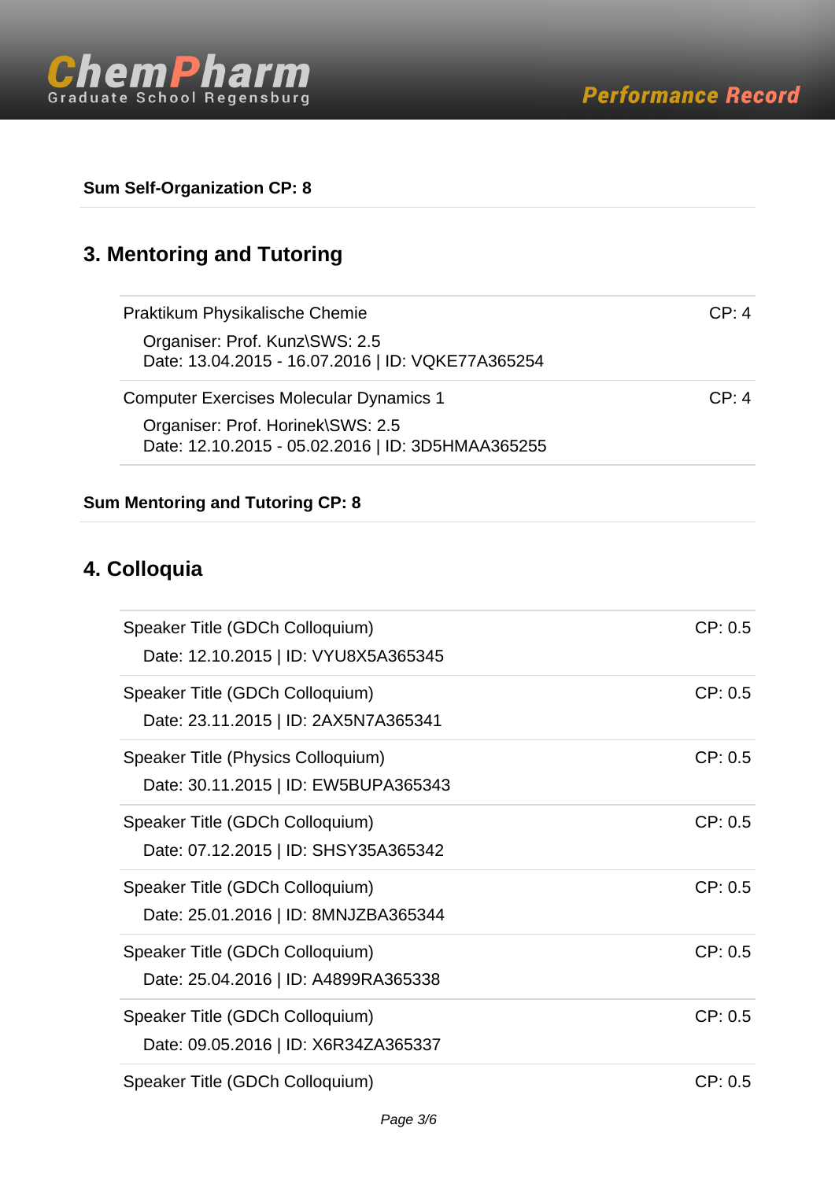**Sum Self-Organization CP: 8**

## 3. Mentoring and Tutoring

| | |
|---|---|
| Praktikum Physikalische Chemie<br>Organiser: Prof. Kunz\SWS: 2.5<br>Date: 13.04.2015 - 16.07.2016 \| ID: VQKE77A365254 | CP: 4 |
| Computer Exercises Molecular Dynamics 1<br>Organiser: Prof. Horinek\SWS: 2.5<br>Date: 12.10.2015 - 05.02.2016 \| ID: 3D5HMAA365255 | CP: 4 |

**Sum Mentoring and Tutoring CP: 8**

## 4. Colloquia

| | |
|---|---|
| Speaker Title (GDCh Colloquium)<br>Date: 12.10.2015 \| ID: VYU8X5A365345 | CP: 0.5 |
| Speaker Title (GDCh Colloquium)<br>Date: 23.11.2015 \| ID: 2AX5N7A365341 | CP: 0.5 |
| Speaker Title (Physics Colloquium)<br>Date: 30.11.2015 \| ID: EW5BUPA365343 | CP: 0.5 |
| Speaker Title (GDCh Colloquium)<br>Date: 07.12.2015 \| ID: SHSY35A365342 | CP: 0.5 |
| Speaker Title (GDCh Colloquium)<br>Date: 25.01.2016 \| ID: 8MNJZBA365344 | CP: 0.5 |
| Speaker Title (GDCh Colloquium)<br>Date: 25.04.2016 \| ID: A4899RA365338 | CP: 0.5 |
| Speaker Title (GDCh Colloquium)<br>Date: 09.05.2016 \| ID: X6R34ZA365337 | CP: 0.5 |
| Speaker Title (GDCh Colloquium) | CP: 0.5 |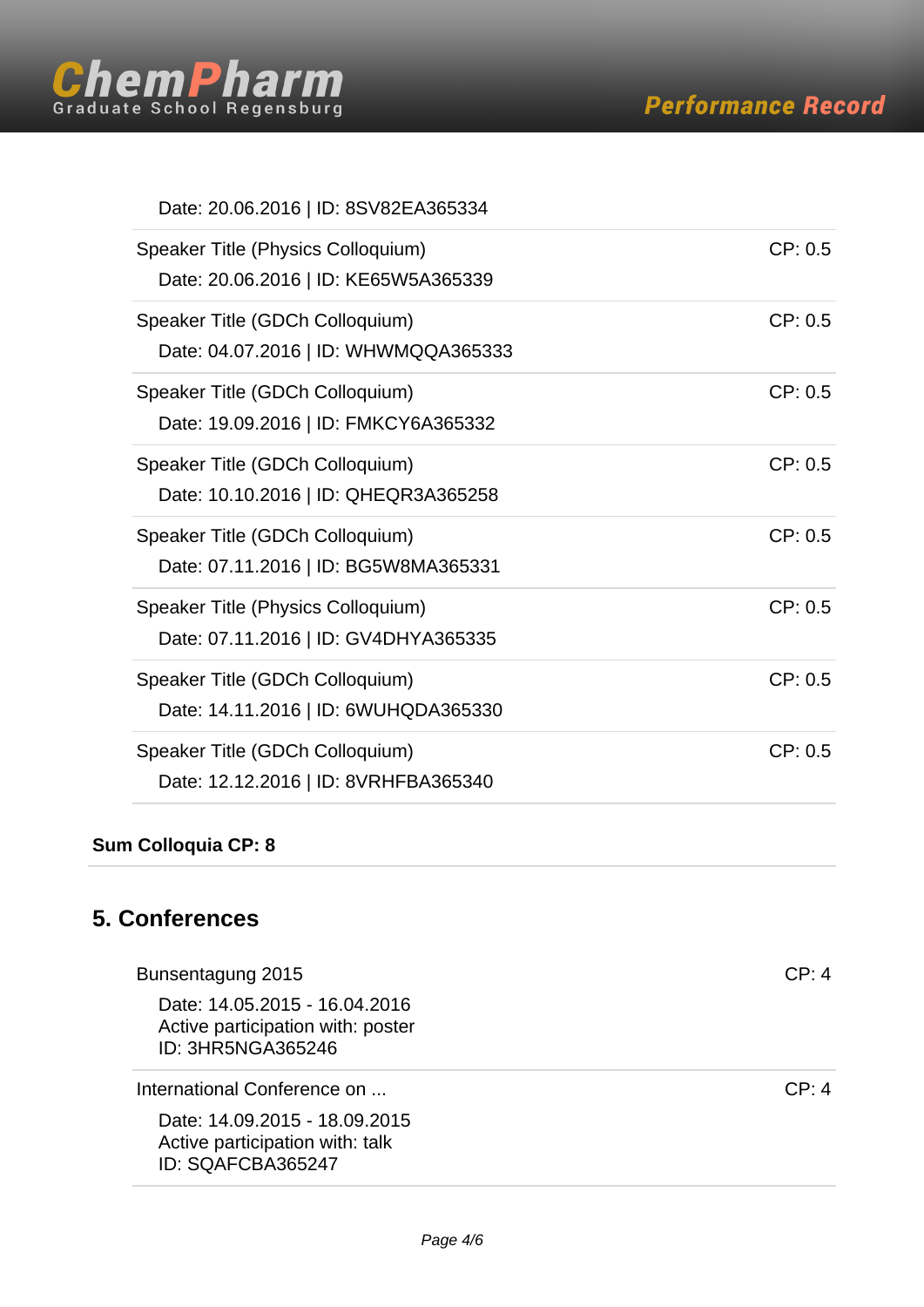Date: 20.06.2016 | ID: 8SV82EA365334

| | |
|---|---|
| Speaker Title (Physics Colloquium)<br>Date: 20.06.2016 \| ID: KE65W5A365339 | CP: 0.5 |
| Speaker Title (GDCh Colloquium)<br>Date: 04.07.2016 \| ID: WHWMQQA365333 | CP: 0.5 |
| Speaker Title (GDCh Colloquium)<br>Date: 19.09.2016 \| ID: FMKCY6A365332 | CP: 0.5 |
| Speaker Title (GDCh Colloquium)<br>Date: 10.10.2016 \| ID: QHEQR3A365258 | CP: 0.5 |
| Speaker Title (GDCh Colloquium)<br>Date: 07.11.2016 \| ID: BG5W8MA365331 | CP: 0.5 |
| Speaker Title (Physics Colloquium)<br>Date: 07.11.2016 \| ID: GV4DHYA365335 | CP: 0.5 |
| Speaker Title (GDCh Colloquium)<br>Date: 14.11.2016 \| ID: 6WUHQDA365330 | CP: 0.5 |
| Speaker Title (GDCh Colloquium)<br>Date: 12.12.2016 \| ID: 8VRHFBA365340 | CP: 0.5 |

**Sum Colloquia CP: 8**

## 5. Conferences

| | |
|---|---|
| Bunsentagung 2015<br>Date: 14.05.2015 - 16.04.2016<br>Active participation with: poster<br>ID: 3HR5NGA365246 | CP: 4 |
| International Conference on ...<br>Date: 14.09.2015 - 18.09.2015<br>Active participation with: talk<br>ID: SQAFCBA365247 | CP: 4 |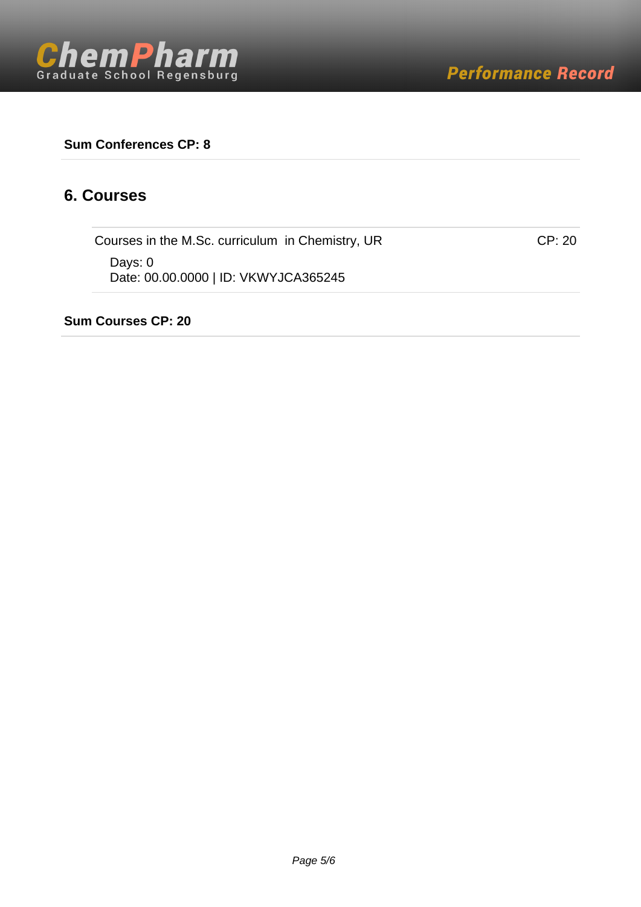**Sum Conferences CP: 8**

## 6. Courses

Courses in the M.Sc. curriculum  in Chemistry, UR — CP: 20

Days: 0
Date: 00.00.0000 | ID: VKWYJCA365245

**Sum Courses CP: 20**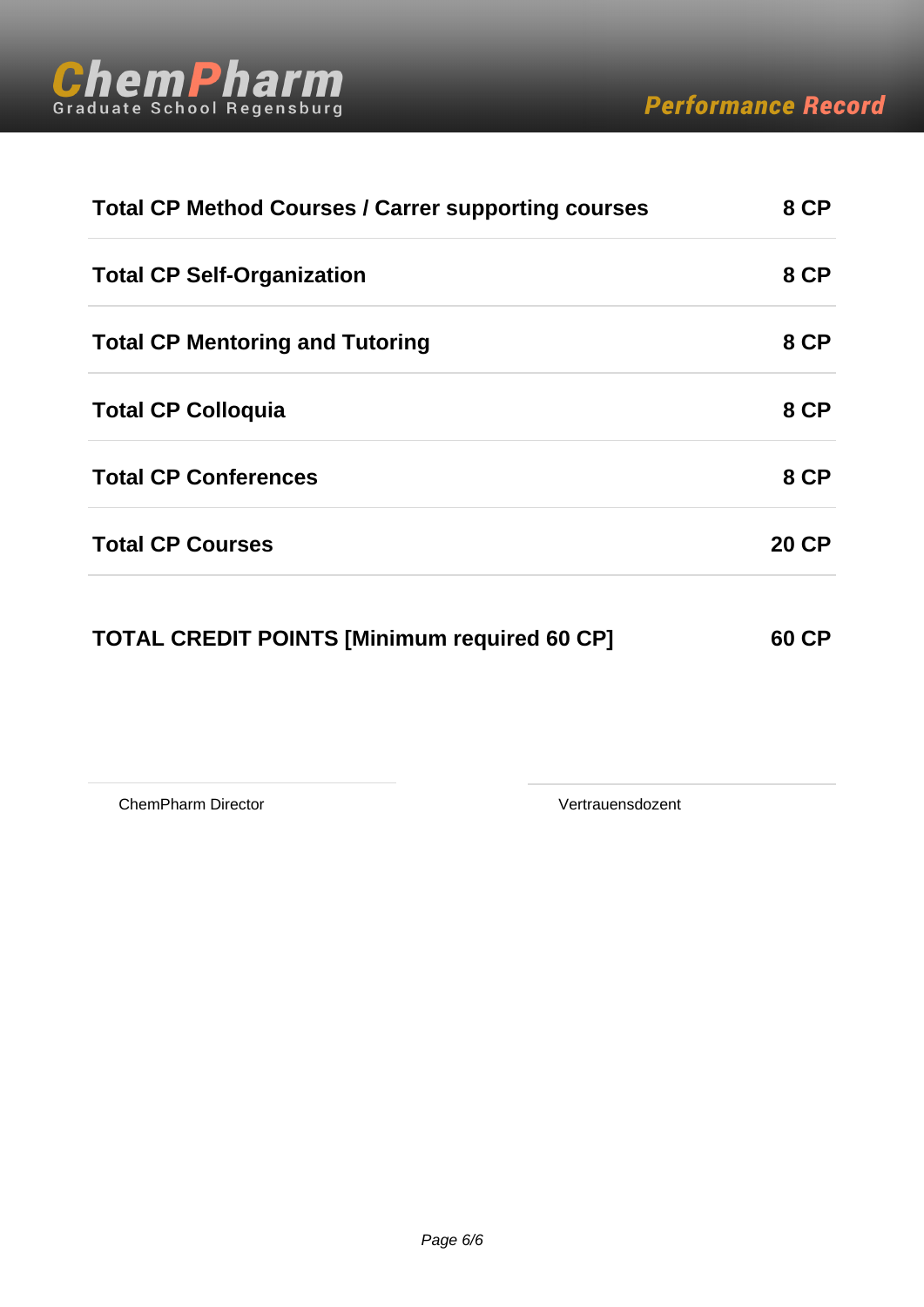| | |
|---|---|
| **Total CP Method Courses / Carrer supporting courses** | **8 CP** |
| **Total CP Self-Organization** | **8 CP** |
| **Total CP Mentoring and Tutoring** | **8 CP** |
| **Total CP Colloquia** | **8 CP** |
| **Total CP Conferences** | **8 CP** |
| **Total CP Courses** | **20 CP** |

**TOTAL CREDIT POINTS [Minimum required 60 CP]** **60 CP**

| | |
|---|---|
| ChemPharm Director | Vertrauensdozent |